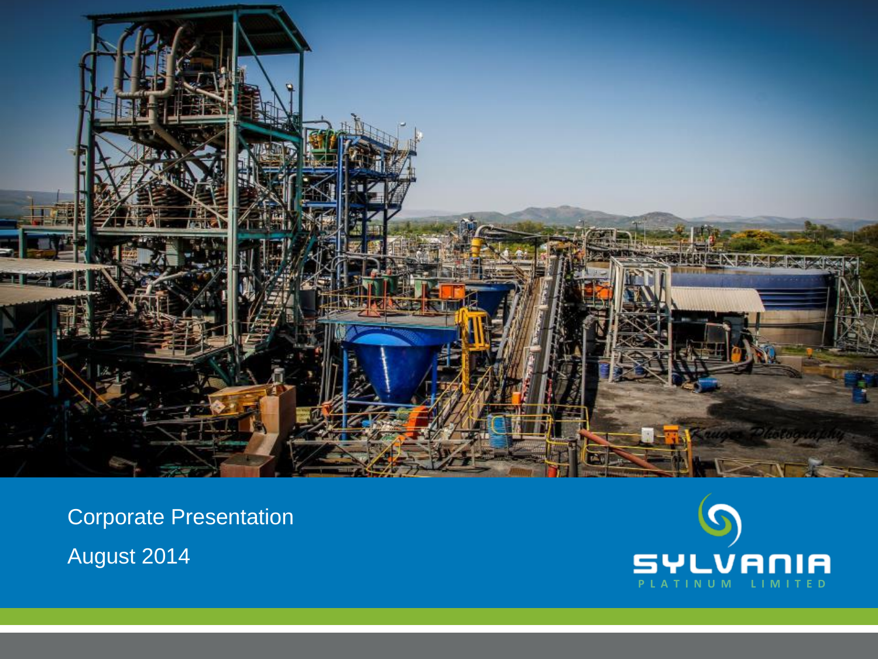Corporate Presentation

August 2014

SYLVANIA

PLATINUM LIMITED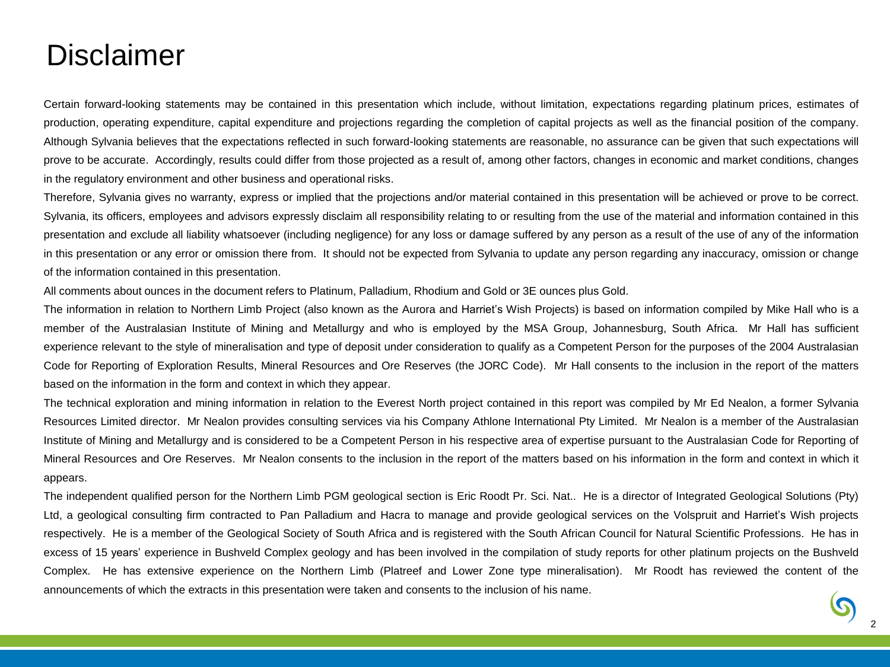# Disclaimer

Certain forward-looking statements may be contained in this presentation which include, without limitation, expectations regarding platinum prices, estimates of production, operating expenditure, capital expenditure and projections regarding the completion of capital projects as well as the financial position of the company. Although Sylvania believes that the expectations reflected in such forward-looking statements are reasonable, no assurance can be given that such expectations will prove to be accurate. Accordingly, results could differ from those projected as a result of, among other factors, changes in economic and market conditions, changes in the regulatory environment and other business and operational risks.

Therefore, Sylvania gives no warranty, express or implied that the projections and/or material contained in this presentation will be achieved or prove to be correct. Sylvania, its officers, employees and advisors expressly disclaim all responsibility relating to or resulting from the use of the material and information contained in this presentation and exclude all liability whatsoever (including negligence) for any loss or damage suffered by any person as a result of the use of any of the information in this presentation or any error or omission there from. It should not be expected from Sylvania to update any person regarding any inaccuracy, omission or change of the information contained in this presentation.

All comments about ounces in the document refers to Platinum, Palladium, Rhodium and Gold or 3E ounces plus Gold.

The information in relation to Northern Limb Project (also known as the Aurora and Harriet's Wish Projects) is based on information compiled by Mike Hall who is a member of the Australasian Institute of Mining and Metallurgy and who is employed by the MSA Group, Johannesburg, South Africa. Mr Hall has sufficient experience relevant to the style of mineralisation and type of deposit under consideration to qualify as a Competent Person for the purposes of the 2004 Australasian Code for Reporting of Exploration Results, Mineral Resources and Ore Reserves (the JORC Code). Mr Hall consents to the inclusion in the report of the matters based on the information in the form and context in which they appear.

The technical exploration and mining information in relation to the Everest North project contained in this report was compiled by Mr Ed Nealon, a former Sylvania Resources Limited director. Mr Nealon provides consulting services via his Company Athlone International Pty Limited. Mr Nealon is a member of the Australasian Institute of Mining and Metallurgy and is considered to be a Competent Person in his respective area of expertise pursuant to the Australasian Code for Reporting of Mineral Resources and Ore Reserves. Mr Nealon consents to the inclusion in the report of the matters based on his information in the form and context in which it appears.

The independent qualified person for the Northern Limb PGM geological section is Eric Roodt Pr. Sci. Nat.. He is a director of Integrated Geological Solutions (Pty) Ltd, a geological consulting firm contracted to Pan Palladium and Hacra to manage and provide geological services on the Volspruit and Harriet's Wish projects respectively. He is a member of the Geological Society of South Africa and is registered with the South African Council for Natural Scientific Professions. He has in excess of 15 years' experience in Bushveld Complex geology and has been involved in the compilation of study reports for other platinum projects on the Bushveld Complex. He has extensive experience on the Northern Limb (Platreef and Lower Zone type mineralisation). Mr Roodt has reviewed the content of the announcements of which the extracts in this presentation were taken and consents to the inclusion of his name.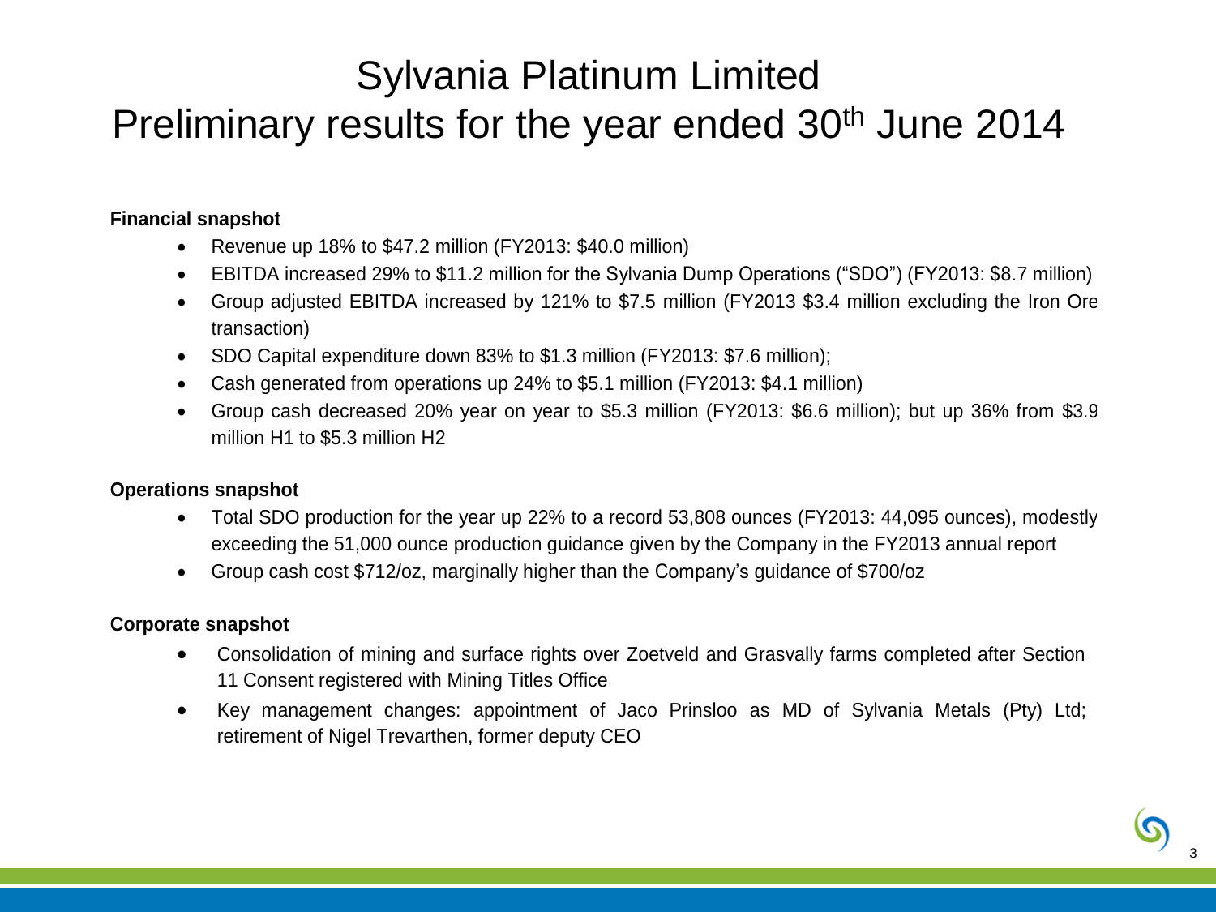# Sylvania Platinum Limited
# Preliminary results for the year ended 30th June 2014

**Financial snapshot**

- Revenue up 18% to $47.2 million (FY2013: $40.0 million)
- EBITDA increased 29% to $11.2 million for the Sylvania Dump Operations ("SDO") (FY2013: $8.7 million)
- Group adjusted EBITDA increased by 121% to $7.5 million (FY2013 $3.4 million excluding the Iron Ore transaction)
- SDO Capital expenditure down 83% to $1.3 million (FY2013: $7.6 million);
- Cash generated from operations up 24% to $5.1 million (FY2013: $4.1 million)
- Group cash decreased 20% year on year to $5.3 million (FY2013: $6.6 million); but up 36% from $3.9 million H1 to $5.3 million H2

**Operations snapshot**

- Total SDO production for the year up 22% to a record 53,808 ounces (FY2013: 44,095 ounces), modestly exceeding the 51,000 ounce production guidance given by the Company in the FY2013 annual report
- Group cash cost $712/oz, marginally higher than the Company's guidance of $700/oz

**Corporate snapshot**

- Consolidation of mining and surface rights over Zoetveld and Grasvally farms completed after Section 11 Consent registered with Mining Titles Office
- Key management changes: appointment of Jaco Prinsloo as MD of Sylvania Metals (Pty) Ltd; retirement of Nigel Trevarthen, former deputy CEO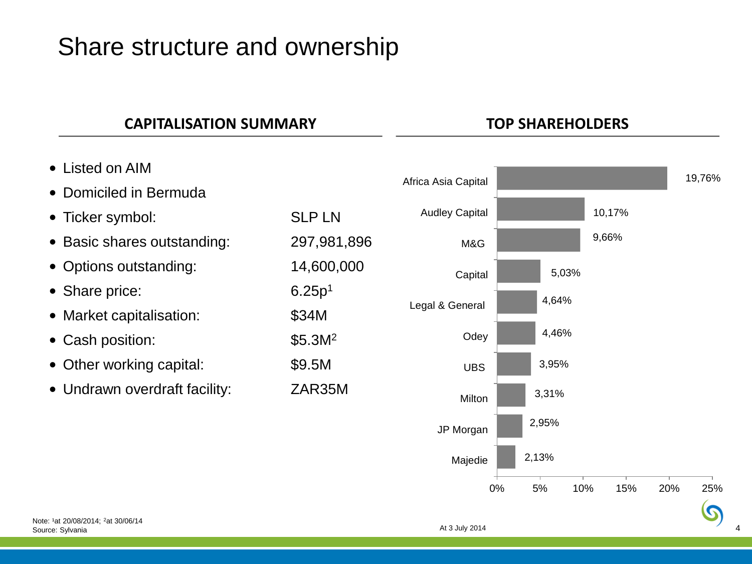# Share structure and ownership

## CAPITALISATION SUMMARY

- Listed on AIM
- Domiciled in Bermuda
- Ticker symbol: SLP LN
- Basic shares outstanding: 297,981,896
- Options outstanding: 14,600,000
- Share price: 6.25p[1]
- Market capitalisation: $34M
- Cash position: $5.3M[2]
- Other working capital: $9.5M
- Undrawn overdraft facility: ZAR35M

## TOP SHAREHOLDERS

Africa Asia Capital 19,76%
Audley Capital 10,17%
M&G 9,66%
Capital 5,03%
Legal & General 4,64%
Odey 4,46%
UBS 3,95%
Milton 3,31%
JP Morgan 2,95%
Majedie 2,13%

0% 5% 10% 15% 20% 25%

At 3 July 2014

Note: [1]at 20/08/2014; [2]at 30/06/14
Source: Sylvania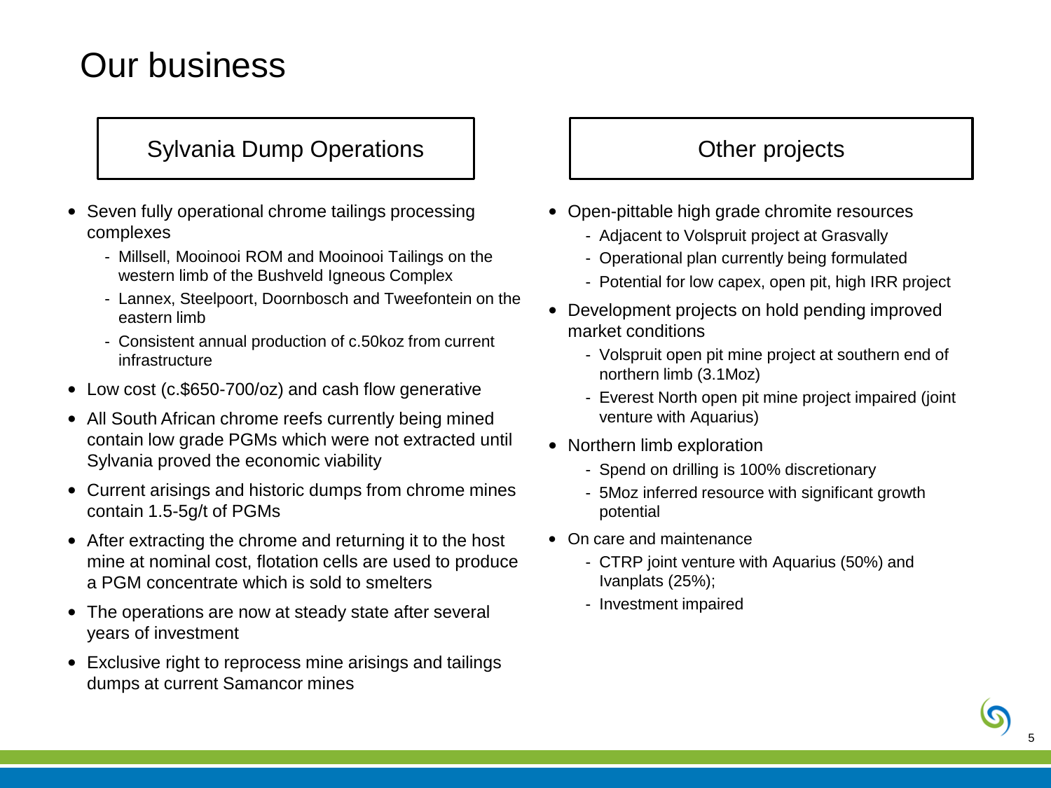# Our business

## Sylvania Dump Operations

- Seven fully operational chrome tailings processing complexes
  - Millsell, Mooinooi ROM and Mooinooi Tailings on the western limb of the Bushveld Igneous Complex
  - Lannex, Steelpoort, Doornbosch and Tweefontein on the eastern limb
  - Consistent annual production of c.50koz from current infrastructure
- Low cost (c.$650-700/oz) and cash flow generative
- All South African chrome reefs currently being mined contain low grade PGMs which were not extracted until Sylvania proved the economic viability
- Current arisings and historic dumps from chrome mines contain 1.5-5g/t of PGMs
- After extracting the chrome and returning it to the host mine at nominal cost, flotation cells are used to produce a PGM concentrate which is sold to smelters
- The operations are now at steady state after several years of investment
- Exclusive right to reprocess mine arisings and tailings dumps at current Samancor mines

## Other projects

- Open-pittable high grade chromite resources
  - Adjacent to Volspruit project at Grasvally
  - Operational plan currently being formulated
  - Potential for low capex, open pit, high IRR project
- Development projects on hold pending improved market conditions
  - Volspruit open pit mine project at southern end of northern limb (3.1Moz)
  - Everest North open pit mine project impaired (joint venture with Aquarius)
- Northern limb exploration
  - Spend on drilling is 100% discretionary
  - 5Moz inferred resource with significant growth potential
- On care and maintenance
  - CTRP joint venture with Aquarius (50%) and Ivanplats (25%);
  - Investment impaired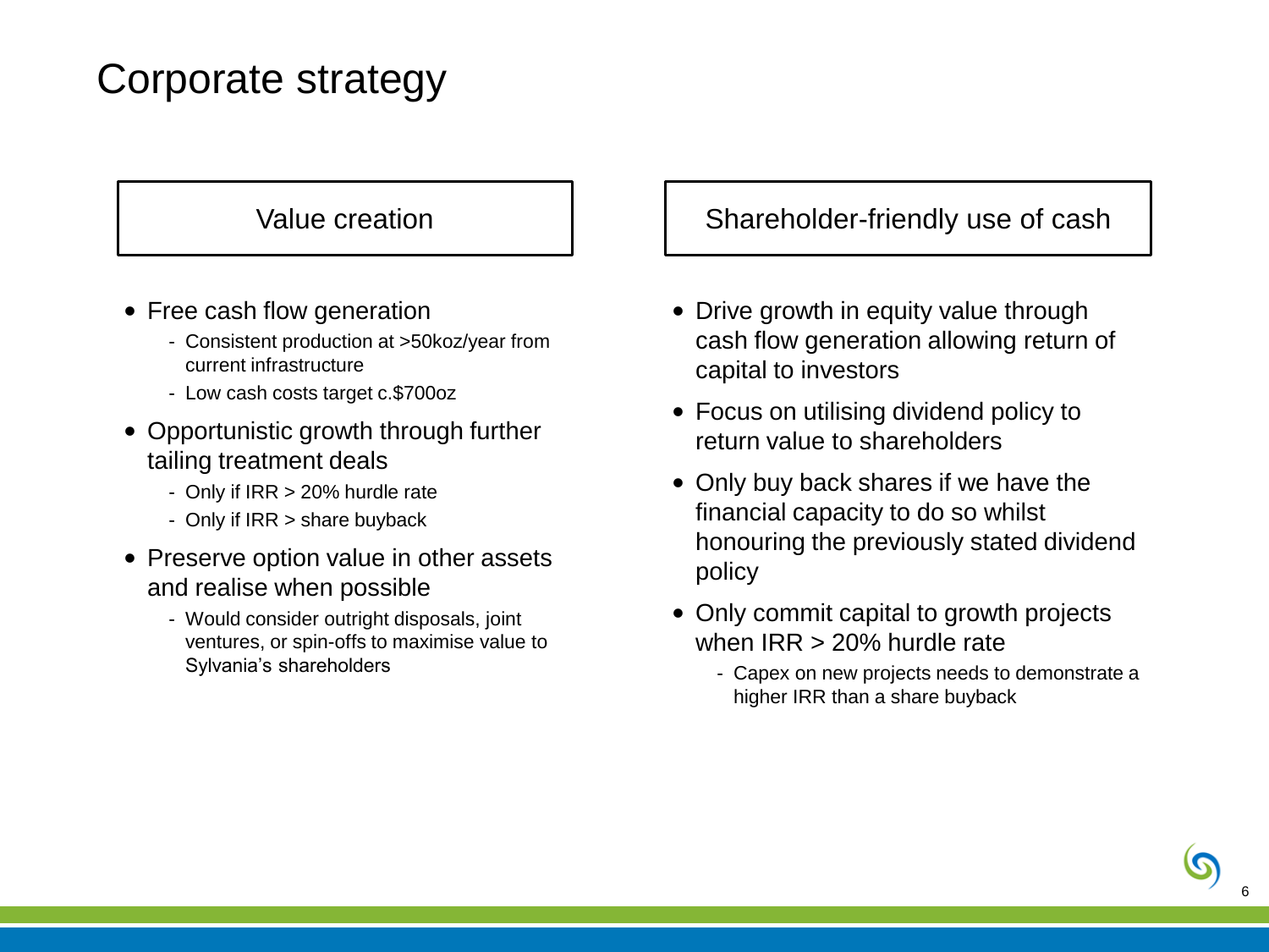# Corporate strategy

## Value creation

- Free cash flow generation
  - Consistent production at >50koz/year from current infrastructure
  - Low cash costs target c.$700oz
- Opportunistic growth through further tailing treatment deals
  - Only if IRR > 20% hurdle rate
  - Only if IRR > share buyback
- Preserve option value in other assets and realise when possible
  - Would consider outright disposals, joint ventures, or spin-offs to maximise value to Sylvania's shareholders

## Shareholder-friendly use of cash

- Drive growth in equity value through cash flow generation allowing return of capital to investors
- Focus on utilising dividend policy to return value to shareholders
- Only buy back shares if we have the financial capacity to do so whilst honouring the previously stated dividend policy
- Only commit capital to growth projects when IRR > 20% hurdle rate
  - Capex on new projects needs to demonstrate a higher IRR than a share buyback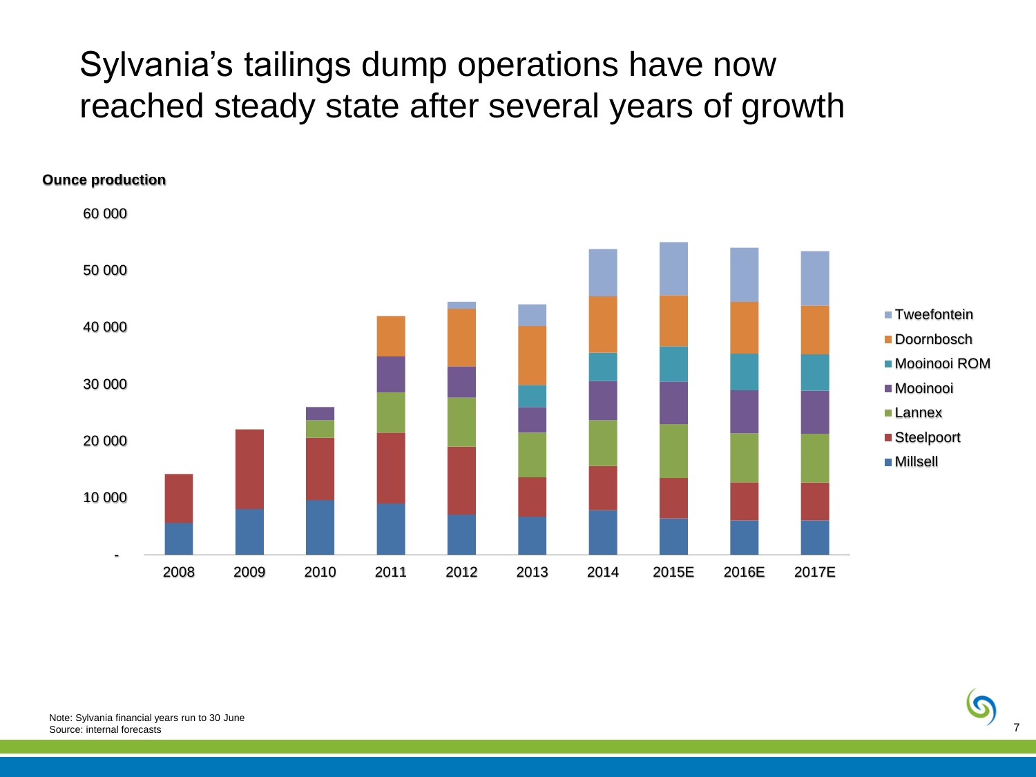# Sylvania's tailings dump operations have now reached steady state after several years of growth

**Ounce production**

60 000
50 000
40 000
30 000
20 000
10 000
-

2008
2009
2010
2011
2012
2013
2014
2015E
2016E
2017E

Tweefontein
Doornbosch
Mooinooi ROM
Mooinooi
Lannex
Steelpoort
Millsell

Note: Sylvania financial years run to 30 June
Source: internal forecasts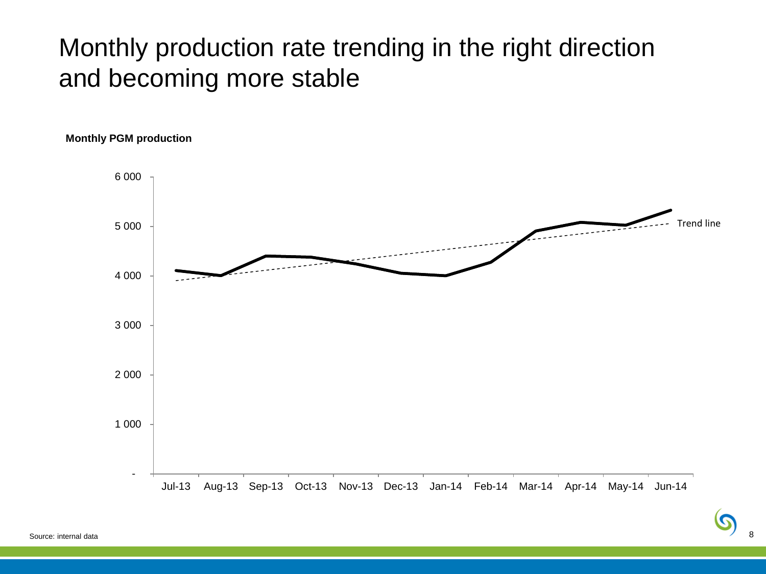# Monthly production rate trending in the right direction and becoming more stable

**Monthly PGM production**

6 000
5 000
4 000
3 000
2 000
1 000
-

Jul-13 Aug-13 Sep-13 Oct-13 Nov-13 Dec-13 Jan-14 Feb-14 Mar-14 Apr-14 May-14 Jun-14

Trend line

Source: internal data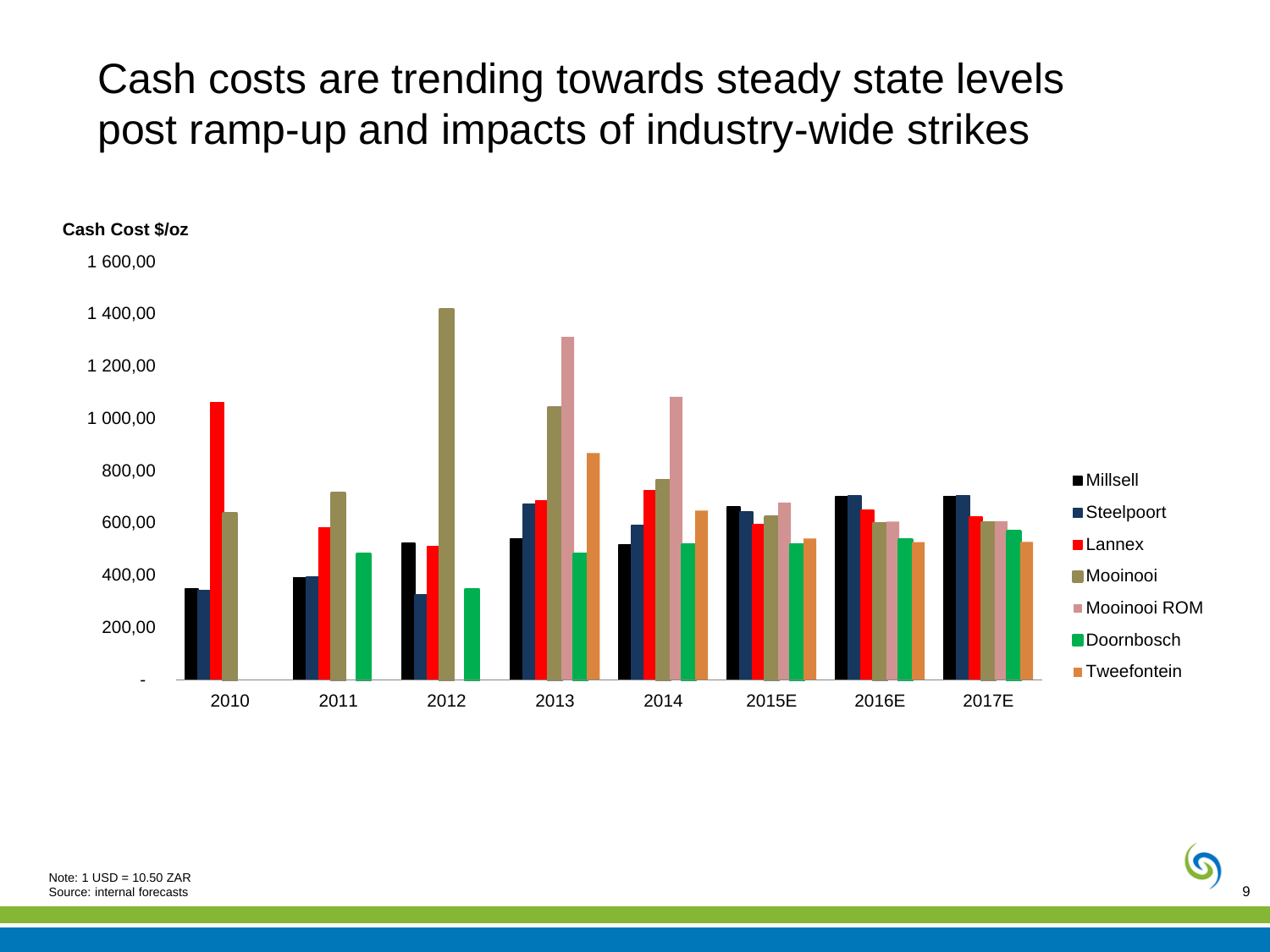# Cash costs are trending towards steady state levels post ramp-up and impacts of industry-wide strikes

**Cash Cost $/oz**

1 600,00
1 400,00
1 200,00
1 000,00
800,00
600,00
400,00
200,00
-

2010
2011
2012
2013
2014
2015E
2016E
2017E

Millsell
Steelpoort
Lannex
Mooinooi
Mooinooi ROM
Doornbosch
Tweefontein

Note: 1 USD = 10.50 ZAR
Source: internal forecasts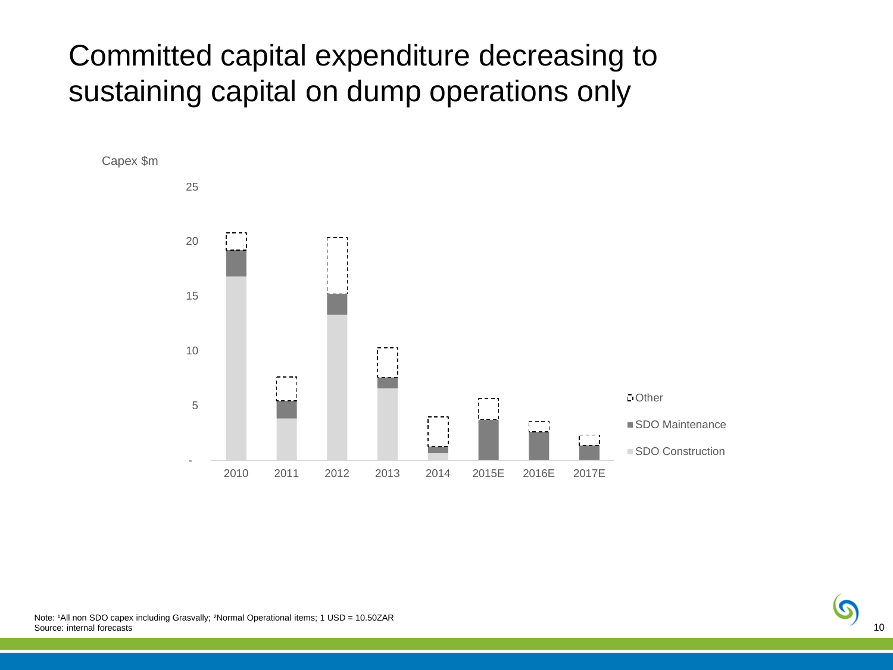# Committed capital expenditure decreasing to sustaining capital on dump operations only

Capex $m

25

20

15

10

5

-

2010
2011
2012
2013
2014
2015E
2016E
2017E

Other

SDO Maintenance

SDO Construction

Note: ¹All non SDO capex including Grasvally; ²Normal Operational items; 1 USD = 10.50ZAR
Source: internal forecasts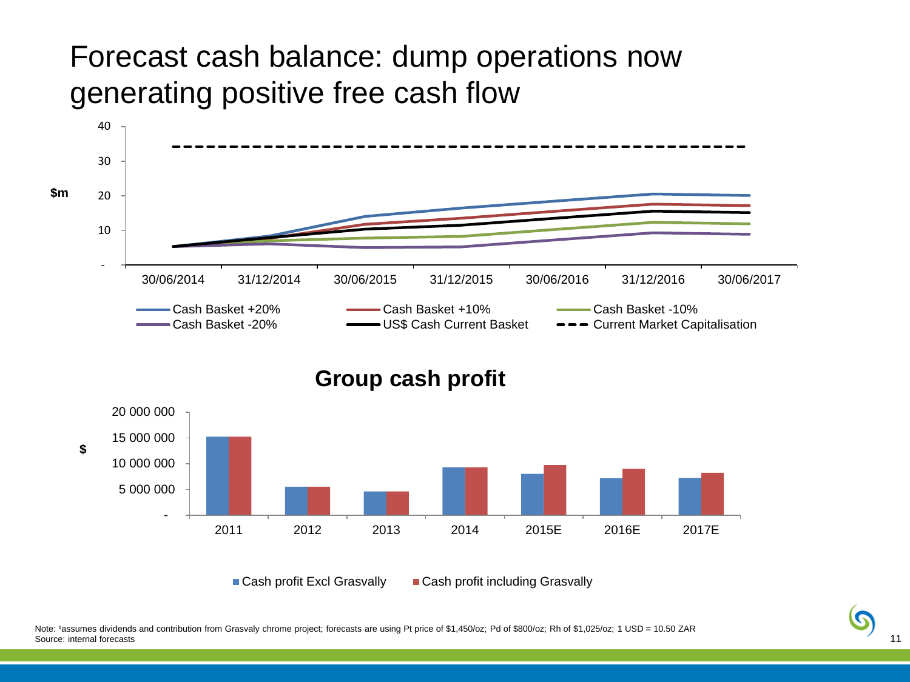# Forecast cash balance: dump operations now generating positive free cash flow

$m

40
30
20
10
-

30/06/2014
31/12/2014
30/06/2015
31/12/2015
30/06/2016
31/12/2016
30/06/2017

Cash Basket +20%
Cash Basket +10%
Cash Basket -10%
Cash Basket -20%
US$ Cash Current Basket
Current Market Capitalisation

## Group cash profit

$

20 000 000
15 000 000
10 000 000
5 000 000
-

2011
2012
2013
2014
2015E
2016E
2017E

Cash profit Excl Grasvally
Cash profit including Grasvally

Note: [1]assumes dividends and contribution from Grasvaly chrome project; forecasts are using Pt price of $1,450/oz; Pd of $800/oz; Rh of $1,025/oz; 1 USD = 10.50 ZAR
Source: internal forecasts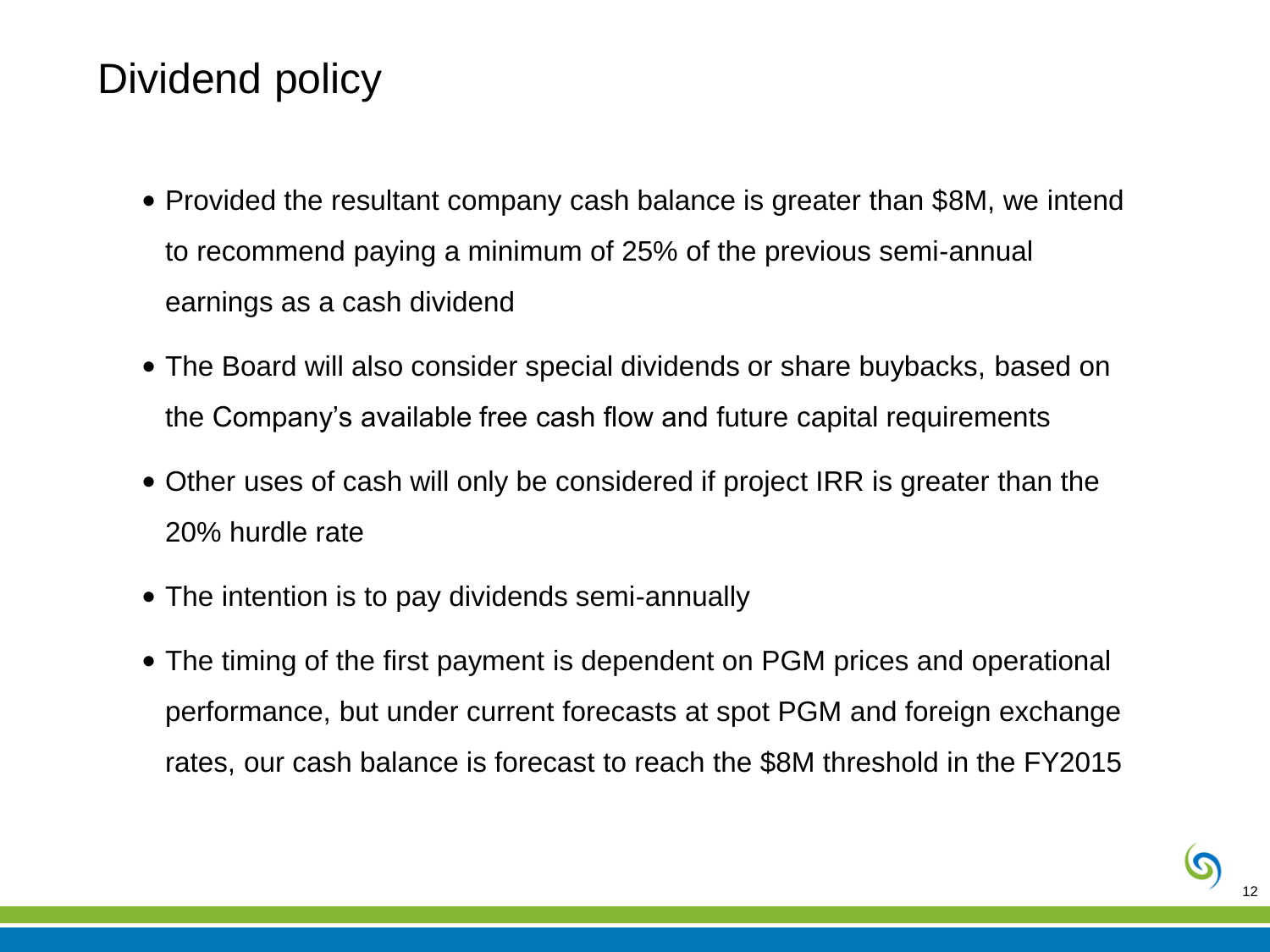# Dividend policy

- Provided the resultant company cash balance is greater than \$8M, we intend to recommend paying a minimum of 25% of the previous semi-annual earnings as a cash dividend
- The Board will also consider special dividends or share buybacks, based on the Company's available free cash flow and future capital requirements
- Other uses of cash will only be considered if project IRR is greater than the 20% hurdle rate
- The intention is to pay dividends semi-annually
- The timing of the first payment is dependent on PGM prices and operational performance, but under current forecasts at spot PGM and foreign exchange rates, our cash balance is forecast to reach the \$8M threshold in the FY2015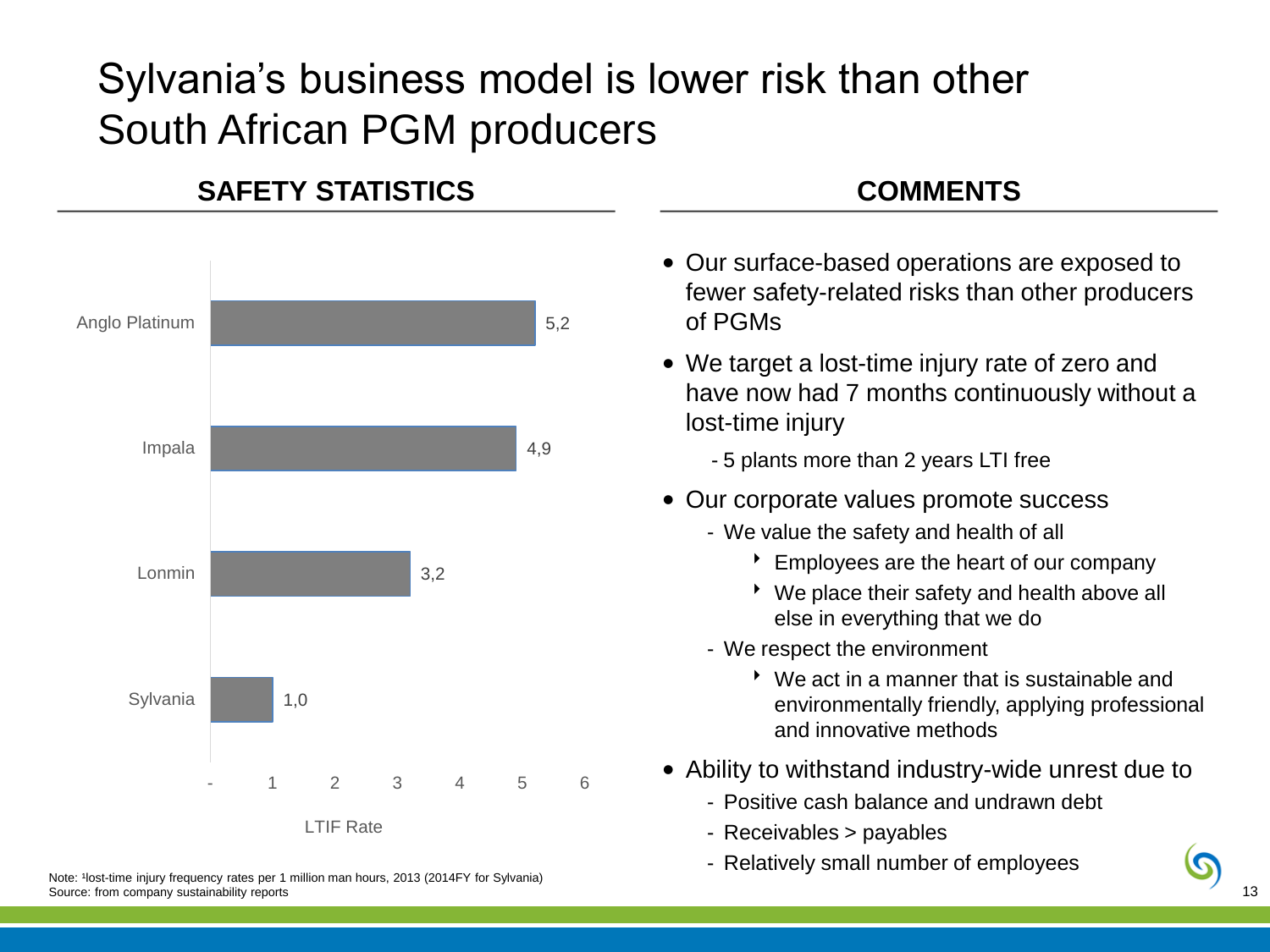# Sylvania's business model is lower risk than other South African PGM producers

## SAFETY STATISTICS

Anglo Platinum 5,2

Impala 4,9

Lonmin 3,2

Sylvania 1,0

- 1 2 3 4 5 6

LTIF Rate

Note: [1]lost-time injury frequency rates per 1 million man hours, 2013 (2014FY for Sylvania)
Source: from company sustainability reports

## COMMENTS

- Our surface-based operations are exposed to fewer safety-related risks than other producers of PGMs
- We target a lost-time injury rate of zero and have now had 7 months continuously without a lost-time injury
  - 5 plants more than 2 years LTI free
- Our corporate values promote success
  - We value the safety and health of all
    - Employees are the heart of our company
    - We place their safety and health above all else in everything that we do
  - We respect the environment
    - We act in a manner that is sustainable and environmentally friendly, applying professional and innovative methods
- Ability to withstand industry-wide unrest due to
  - Positive cash balance and undrawn debt
  - Receivables > payables
  - Relatively small number of employees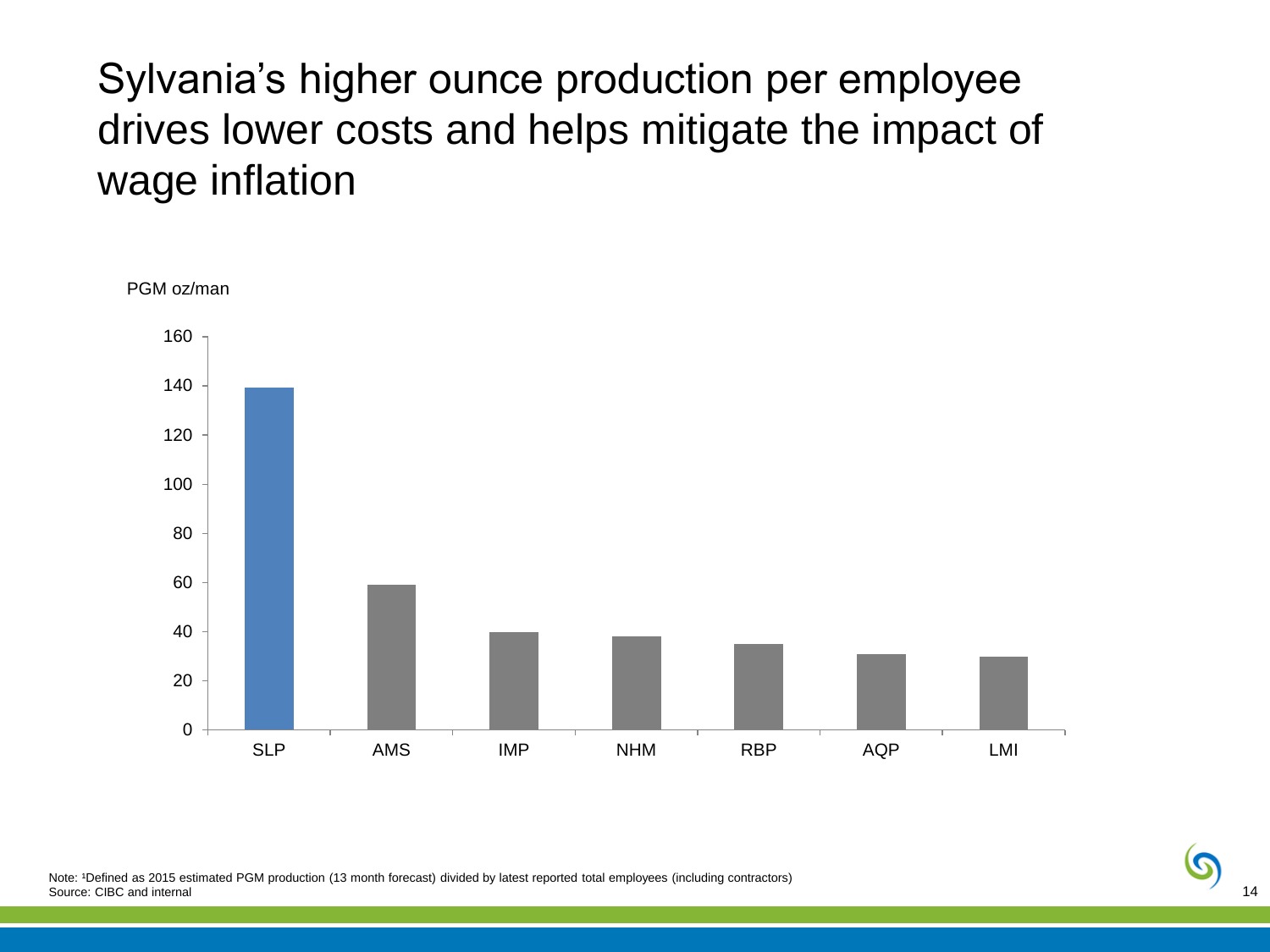# Sylvania's higher ounce production per employee drives lower costs and helps mitigate the impact of wage inflation

PGM oz/man

160
140
120
100
80
60
40
20
0

SLP
AMS
IMP
NHM
RBP
AQP
LMI

Note: [1]Defined as 2015 estimated PGM production (13 month forecast) divided by latest reported total employees (including contractors)
Source: CIBC and internal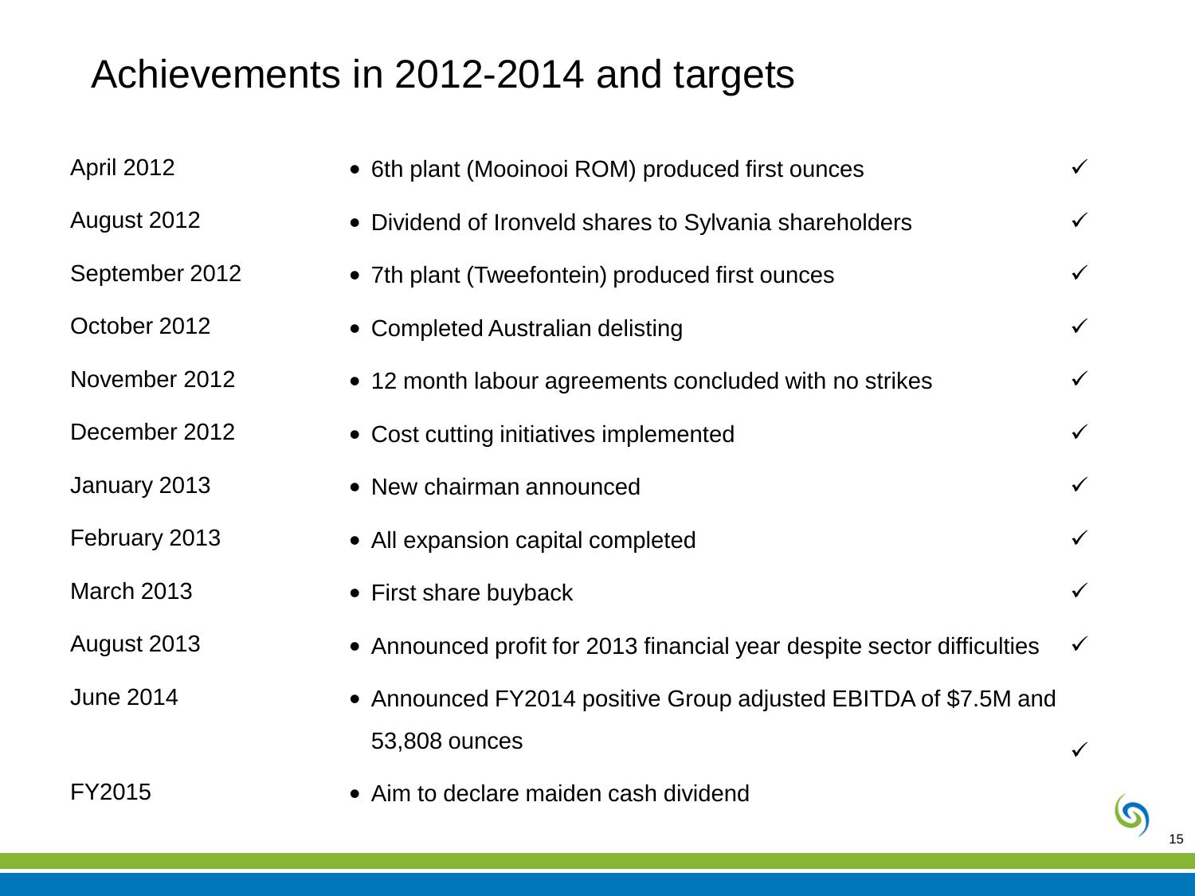# Achievements in 2012-2014 and targets

| Date | Achievement | |
|---|---|---|
| April 2012 | 6th plant (Mooinooi ROM) produced first ounces | ✓ |
| August 2012 | Dividend of Ironveld shares to Sylvania shareholders | ✓ |
| September 2012 | 7th plant (Tweefontein) produced first ounces | ✓ |
| October 2012 | Completed Australian delisting | ✓ |
| November 2012 | 12 month labour agreements concluded with no strikes | ✓ |
| December 2012 | Cost cutting initiatives implemented | ✓ |
| January 2013 | New chairman announced | ✓ |
| February 2013 | All expansion capital completed | ✓ |
| March 2013 | First share buyback | ✓ |
| August 2013 | Announced profit for 2013 financial year despite sector difficulties | ✓ |
| June 2014 | Announced FY2014 positive Group adjusted EBITDA of $7.5M and 53,808 ounces | ✓ |
| FY2015 | Aim to declare maiden cash dividend | |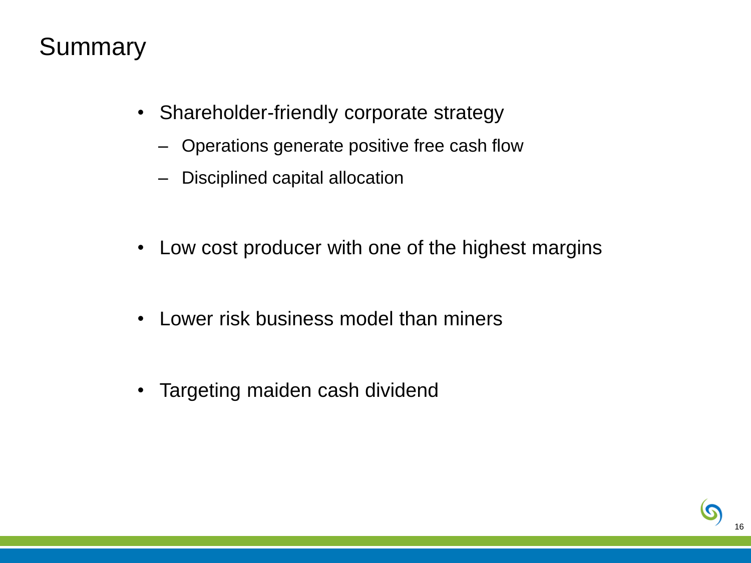# Summary

- Shareholder-friendly corporate strategy
  - Operations generate positive free cash flow
  - Disciplined capital allocation
- Low cost producer with one of the highest margins
- Lower risk business model than miners
- Targeting maiden cash dividend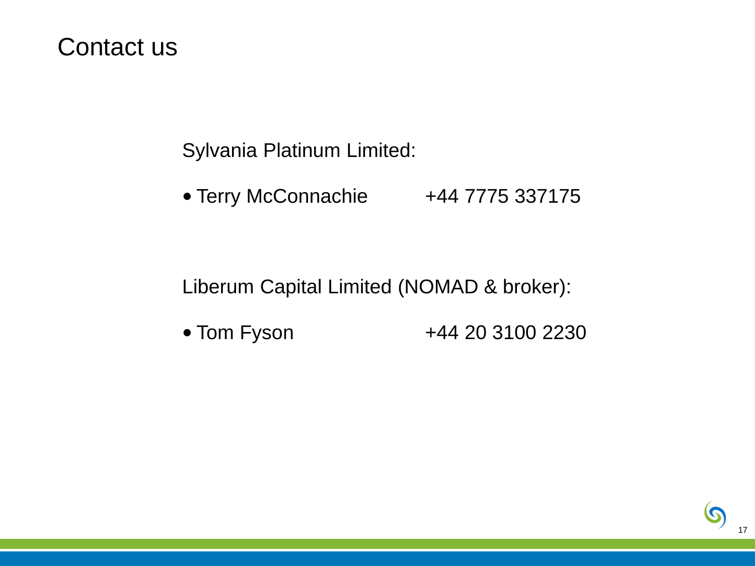# Contact us

Sylvania Platinum Limited:

- Terry McConnachie +44 7775 337175

Liberum Capital Limited (NOMAD & broker):

- Tom Fyson +44 20 3100 2230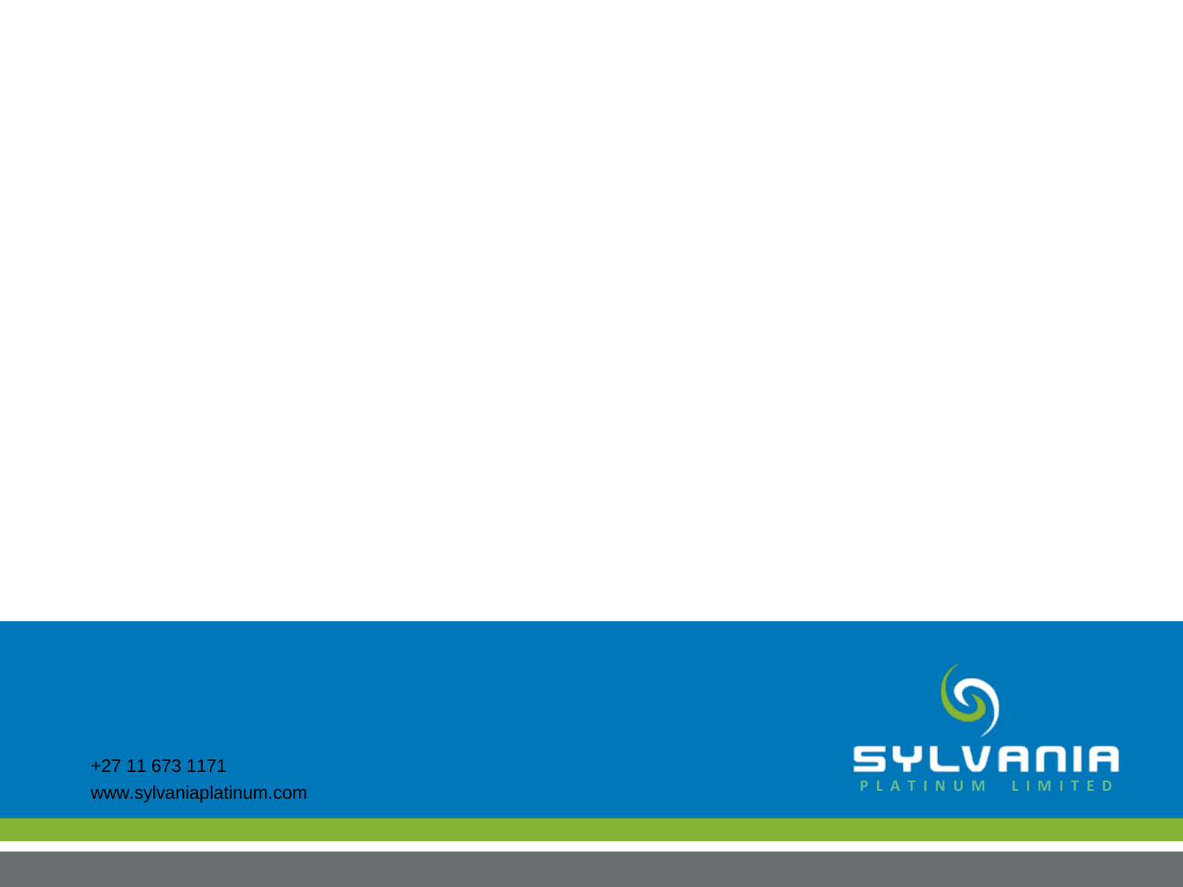+27 11 673 1171

www.sylvaniaplatinum.com

SYLVANIA

PLATINUM LIMITED